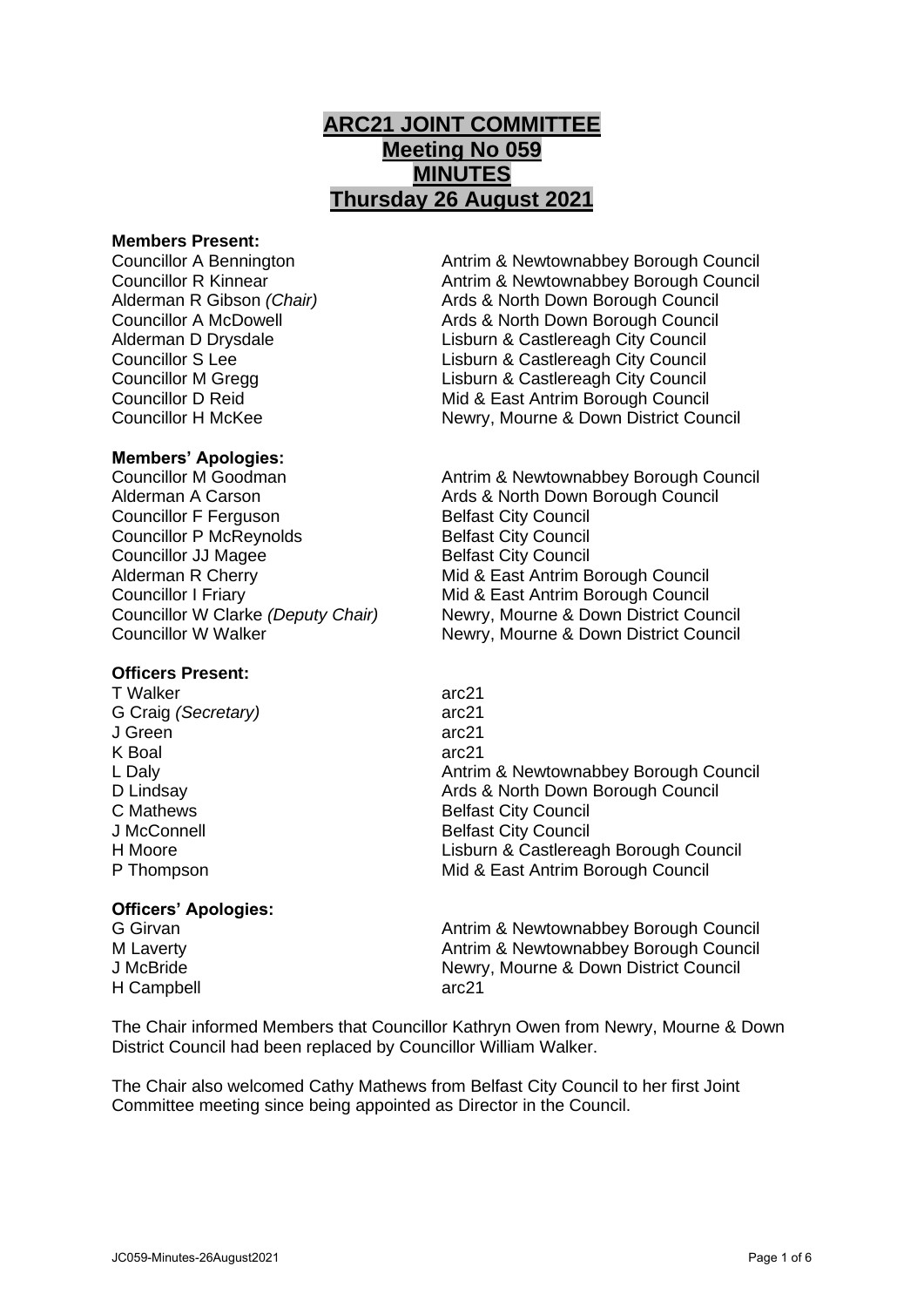# ARC21 JOINT COMMITTEE
# Meeting No 059
# MINUTES
# Thursday 26 August 2021

**Members Present:**

| | |
|---|---|
| Councillor A Bennington | Antrim & Newtownabbey Borough Council |
| Councillor R Kinnear | Antrim & Newtownabbey Borough Council |
| Alderman R Gibson *(Chair)* | Ards & North Down Borough Council |
| Councillor A McDowell | Ards & North Down Borough Council |
| Alderman D Drysdale | Lisburn & Castlereagh City Council |
| Councillor S Lee | Lisburn & Castlereagh City Council |
| Councillor M Gregg | Lisburn & Castlereagh City Council |
| Councillor D Reid | Mid & East Antrim Borough Council |
| Councillor H McKee | Newry, Mourne & Down District Council |

**Members' Apologies:**

| | |
|---|---|
| Councillor M Goodman | Antrim & Newtownabbey Borough Council |
| Alderman A Carson | Ards & North Down Borough Council |
| Councillor F Ferguson | Belfast City Council |
| Councillor P McReynolds | Belfast City Council |
| Councillor JJ Magee | Belfast City Council |
| Alderman R Cherry | Mid & East Antrim Borough Council |
| Councillor I Friary | Mid & East Antrim Borough Council |
| Councillor W Clarke *(Deputy Chair)* | Newry, Mourne & Down District Council |
| Councillor W Walker | Newry, Mourne & Down District Council |

**Officers Present:**

| | |
|---|---|
| T Walker | arc21 |
| G Craig *(Secretary)* | arc21 |
| J Green | arc21 |
| K Boal | arc21 |
| L Daly | Antrim & Newtownabbey Borough Council |
| D Lindsay | Ards & North Down Borough Council |
| C Mathews | Belfast City Council |
| J McConnell | Belfast City Council |
| H Moore | Lisburn & Castlereagh Borough Council |
| P Thompson | Mid & East Antrim Borough Council |

**Officers' Apologies:**

| | |
|---|---|
| G Girvan | Antrim & Newtownabbey Borough Council |
| M Laverty | Antrim & Newtownabbey Borough Council |
| J McBride | Newry, Mourne & Down District Council |
| H Campbell | arc21 |

The Chair informed Members that Councillor Kathryn Owen from Newry, Mourne & Down District Council had been replaced by Councillor William Walker.

The Chair also welcomed Cathy Mathews from Belfast City Council to her first Joint Committee meeting since being appointed as Director in the Council.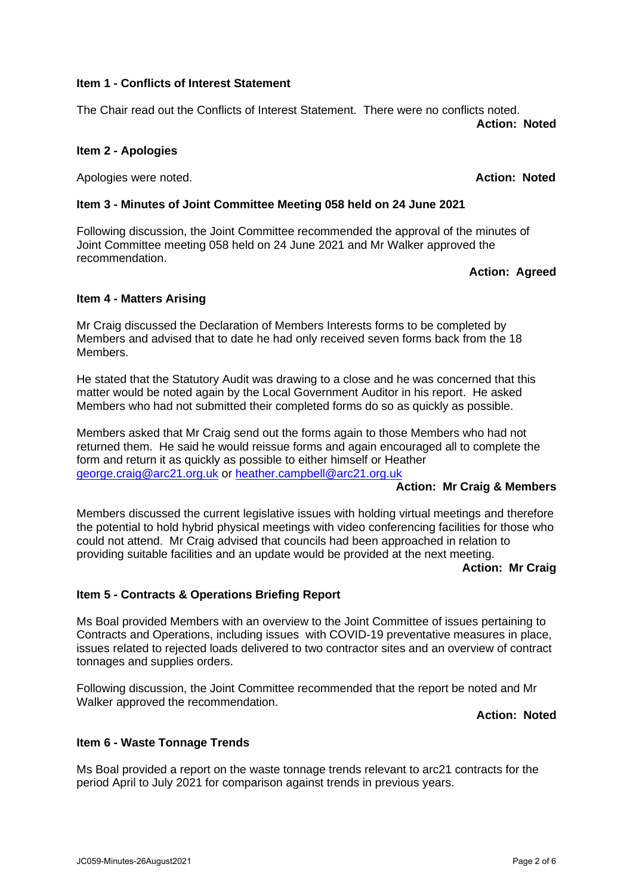**Item 1 - Conflicts of Interest Statement**

The Chair read out the Conflicts of Interest Statement. There were no conflicts noted.

**Action: Noted**

**Item 2 - Apologies**

Apologies were noted. **Action: Noted**

**Item 3 - Minutes of Joint Committee Meeting 058 held on 24 June 2021**

Following discussion, the Joint Committee recommended the approval of the minutes of Joint Committee meeting 058 held on 24 June 2021 and Mr Walker approved the recommendation.

**Action: Agreed**

**Item 4 - Matters Arising**

Mr Craig discussed the Declaration of Members Interests forms to be completed by Members and advised that to date he had only received seven forms back from the 18 Members.

He stated that the Statutory Audit was drawing to a close and he was concerned that this matter would be noted again by the Local Government Auditor in his report. He asked Members who had not submitted their completed forms do so as quickly as possible.

Members asked that Mr Craig send out the forms again to those Members who had not returned them. He said he would reissue forms and again encouraged all to complete the form and return it as quickly as possible to either himself or Heather george.craig@arc21.org.uk or heather.campbell@arc21.org.uk

**Action: Mr Craig & Members**

Members discussed the current legislative issues with holding virtual meetings and therefore the potential to hold hybrid physical meetings with video conferencing facilities for those who could not attend. Mr Craig advised that councils had been approached in relation to providing suitable facilities and an update would be provided at the next meeting.

**Action: Mr Craig**

**Item 5 - Contracts & Operations Briefing Report**

Ms Boal provided Members with an overview to the Joint Committee of issues pertaining to Contracts and Operations, including issues with COVID-19 preventative measures in place, issues related to rejected loads delivered to two contractor sites and an overview of contract tonnages and supplies orders.

Following discussion, the Joint Committee recommended that the report be noted and Mr Walker approved the recommendation.

**Action: Noted**

**Item 6 - Waste Tonnage Trends**

Ms Boal provided a report on the waste tonnage trends relevant to arc21 contracts for the period April to July 2021 for comparison against trends in previous years.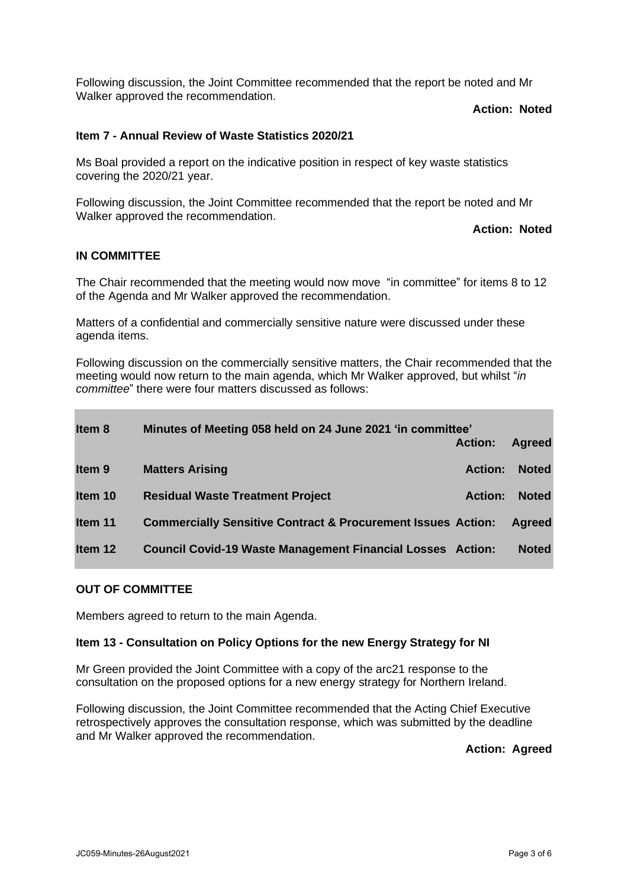Following discussion, the Joint Committee recommended that the report be noted and Mr Walker approved the recommendation.

**Action: Noted**

**Item 7 - Annual Review of Waste Statistics 2020/21**

Ms Boal provided a report on the indicative position in respect of key waste statistics covering the 2020/21 year.

Following discussion, the Joint Committee recommended that the report be noted and Mr Walker approved the recommendation.

**Action: Noted**

**IN COMMITTEE**

The Chair recommended that the meeting would now move "in committee" for items 8 to 12 of the Agenda and Mr Walker approved the recommendation.

Matters of a confidential and commercially sensitive nature were discussed under these agenda items.

Following discussion on the commercially sensitive matters, the Chair recommended that the meeting would now return to the main agenda, which Mr Walker approved, but whilst "*in committee*" there were four matters discussed as follows:

| | | | |
|---|---|---|---|
| **Item 8** | **Minutes of Meeting 058 held on 24 June 2021 'in committee'** | **Action:** | **Agreed** |
| **Item 9** | **Matters Arising** | **Action:** | **Noted** |
| **Item 10** | **Residual Waste Treatment Project** | **Action:** | **Noted** |
| **Item 11** | **Commercially Sensitive Contract & Procurement Issues** | **Action:** | **Agreed** |
| **Item 12** | **Council Covid-19 Waste Management Financial Losses** | **Action:** | **Noted** |

**OUT OF COMMITTEE**

Members agreed to return to the main Agenda.

**Item 13 - Consultation on Policy Options for the new Energy Strategy for NI**

Mr Green provided the Joint Committee with a copy of the arc21 response to the consultation on the proposed options for a new energy strategy for Northern Ireland.

Following discussion, the Joint Committee recommended that the Acting Chief Executive retrospectively approves the consultation response, which was submitted by the deadline and Mr Walker approved the recommendation.

**Action: Agreed**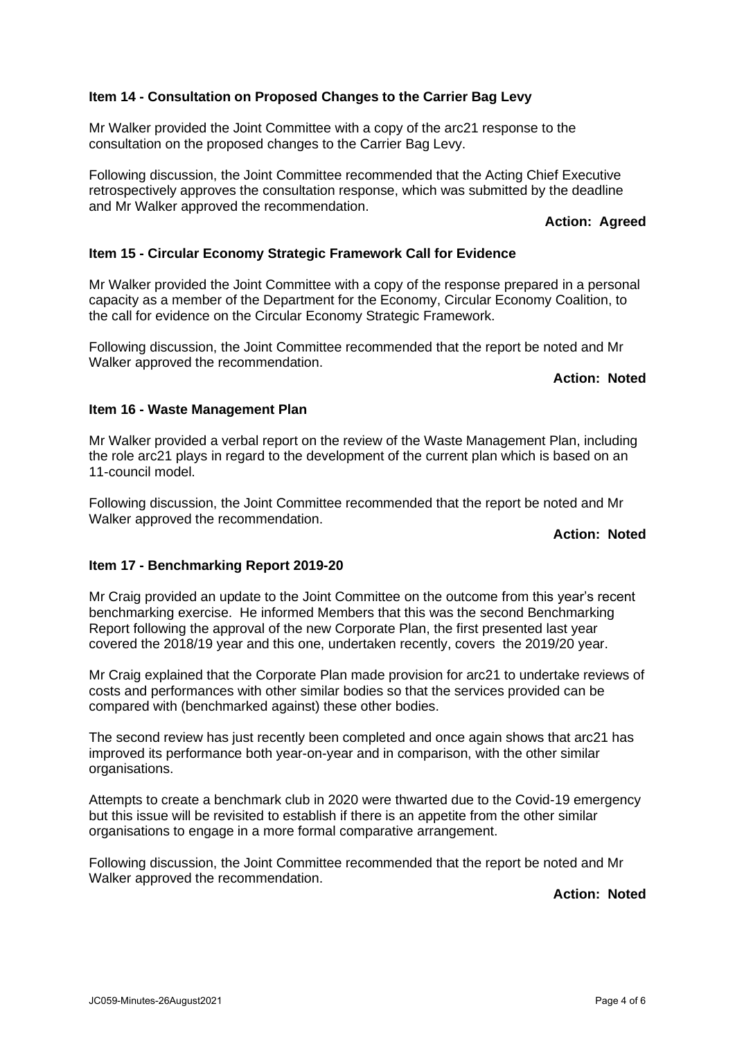**Item 14 - Consultation on Proposed Changes to the Carrier Bag Levy**

Mr Walker provided the Joint Committee with a copy of the arc21 response to the consultation on the proposed changes to the Carrier Bag Levy.

Following discussion, the Joint Committee recommended that the Acting Chief Executive retrospectively approves the consultation response, which was submitted by the deadline and Mr Walker approved the recommendation.

**Action: Agreed**

**Item 15 - Circular Economy Strategic Framework Call for Evidence**

Mr Walker provided the Joint Committee with a copy of the response prepared in a personal capacity as a member of the Department for the Economy, Circular Economy Coalition, to the call for evidence on the Circular Economy Strategic Framework.

Following discussion, the Joint Committee recommended that the report be noted and Mr Walker approved the recommendation.

**Action: Noted**

**Item 16 - Waste Management Plan**

Mr Walker provided a verbal report on the review of the Waste Management Plan, including the role arc21 plays in regard to the development of the current plan which is based on an 11-council model.

Following discussion, the Joint Committee recommended that the report be noted and Mr Walker approved the recommendation.

**Action: Noted**

**Item 17 - Benchmarking Report 2019-20**

Mr Craig provided an update to the Joint Committee on the outcome from this year's recent benchmarking exercise. He informed Members that this was the second Benchmarking Report following the approval of the new Corporate Plan, the first presented last year covered the 2018/19 year and this one, undertaken recently, covers the 2019/20 year.

Mr Craig explained that the Corporate Plan made provision for arc21 to undertake reviews of costs and performances with other similar bodies so that the services provided can be compared with (benchmarked against) these other bodies.

The second review has just recently been completed and once again shows that arc21 has improved its performance both year-on-year and in comparison, with the other similar organisations.

Attempts to create a benchmark club in 2020 were thwarted due to the Covid-19 emergency but this issue will be revisited to establish if there is an appetite from the other similar organisations to engage in a more formal comparative arrangement.

Following discussion, the Joint Committee recommended that the report be noted and Mr Walker approved the recommendation.

**Action: Noted**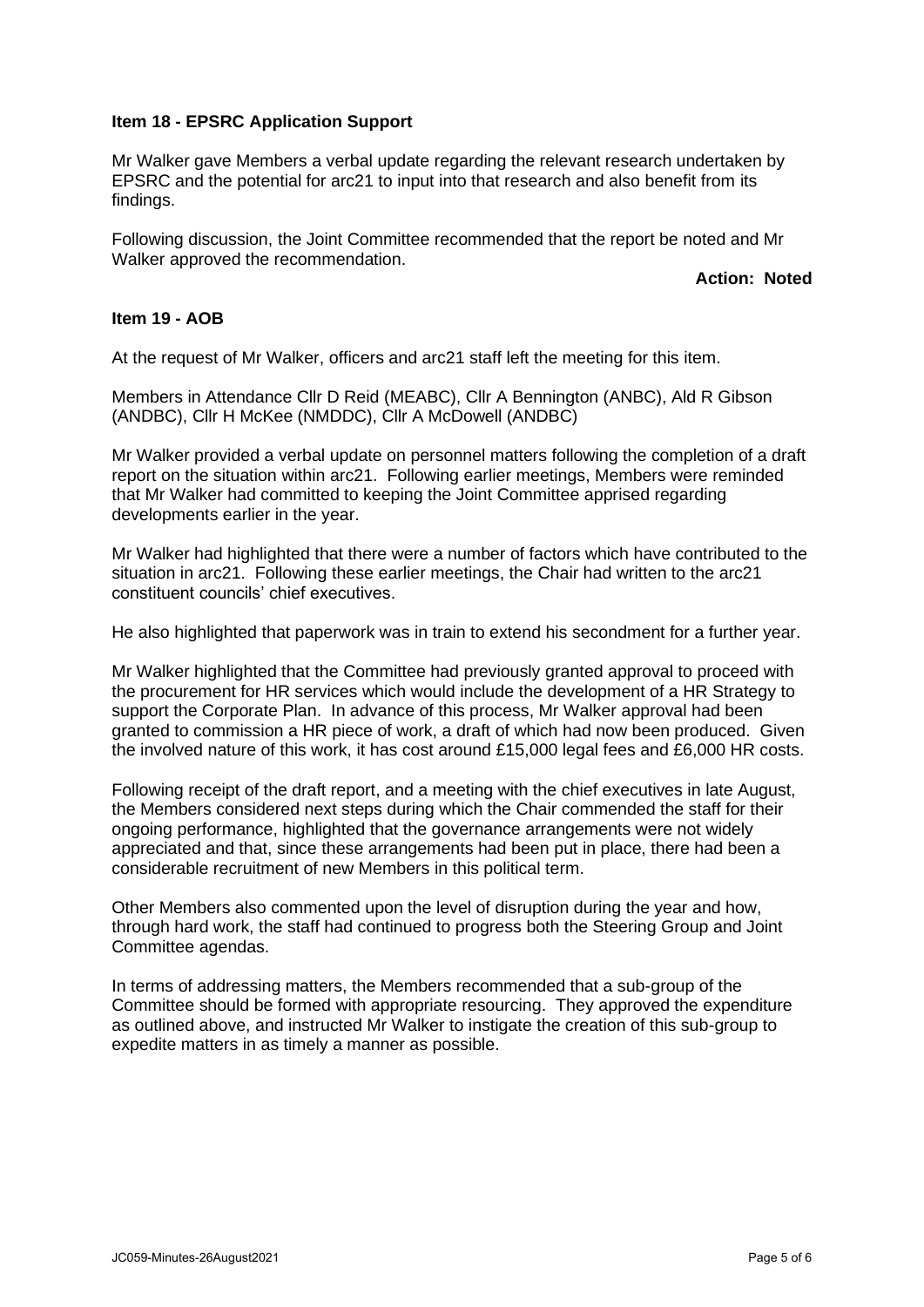**Item 18 - EPSRC Application Support**

Mr Walker gave Members a verbal update regarding the relevant research undertaken by EPSRC and the potential for arc21 to input into that research and also benefit from its findings.

Following discussion, the Joint Committee recommended that the report be noted and Mr Walker approved the recommendation.

**Action: Noted**

**Item 19 - AOB**

At the request of Mr Walker, officers and arc21 staff left the meeting for this item.

Members in Attendance Cllr D Reid (MEABC), Cllr A Bennington (ANBC), Ald R Gibson (ANDBC), Cllr H McKee (NMDDC), Cllr A McDowell (ANDBC)

Mr Walker provided a verbal update on personnel matters following the completion of a draft report on the situation within arc21. Following earlier meetings, Members were reminded that Mr Walker had committed to keeping the Joint Committee apprised regarding developments earlier in the year.

Mr Walker had highlighted that there were a number of factors which have contributed to the situation in arc21. Following these earlier meetings, the Chair had written to the arc21 constituent councils' chief executives.

He also highlighted that paperwork was in train to extend his secondment for a further year.

Mr Walker highlighted that the Committee had previously granted approval to proceed with the procurement for HR services which would include the development of a HR Strategy to support the Corporate Plan. In advance of this process, Mr Walker approval had been granted to commission a HR piece of work, a draft of which had now been produced. Given the involved nature of this work, it has cost around £15,000 legal fees and £6,000 HR costs.

Following receipt of the draft report, and a meeting with the chief executives in late August, the Members considered next steps during which the Chair commended the staff for their ongoing performance, highlighted that the governance arrangements were not widely appreciated and that, since these arrangements had been put in place, there had been a considerable recruitment of new Members in this political term.

Other Members also commented upon the level of disruption during the year and how, through hard work, the staff had continued to progress both the Steering Group and Joint Committee agendas.

In terms of addressing matters, the Members recommended that a sub-group of the Committee should be formed with appropriate resourcing. They approved the expenditure as outlined above, and instructed Mr Walker to instigate the creation of this sub-group to expedite matters in as timely a manner as possible.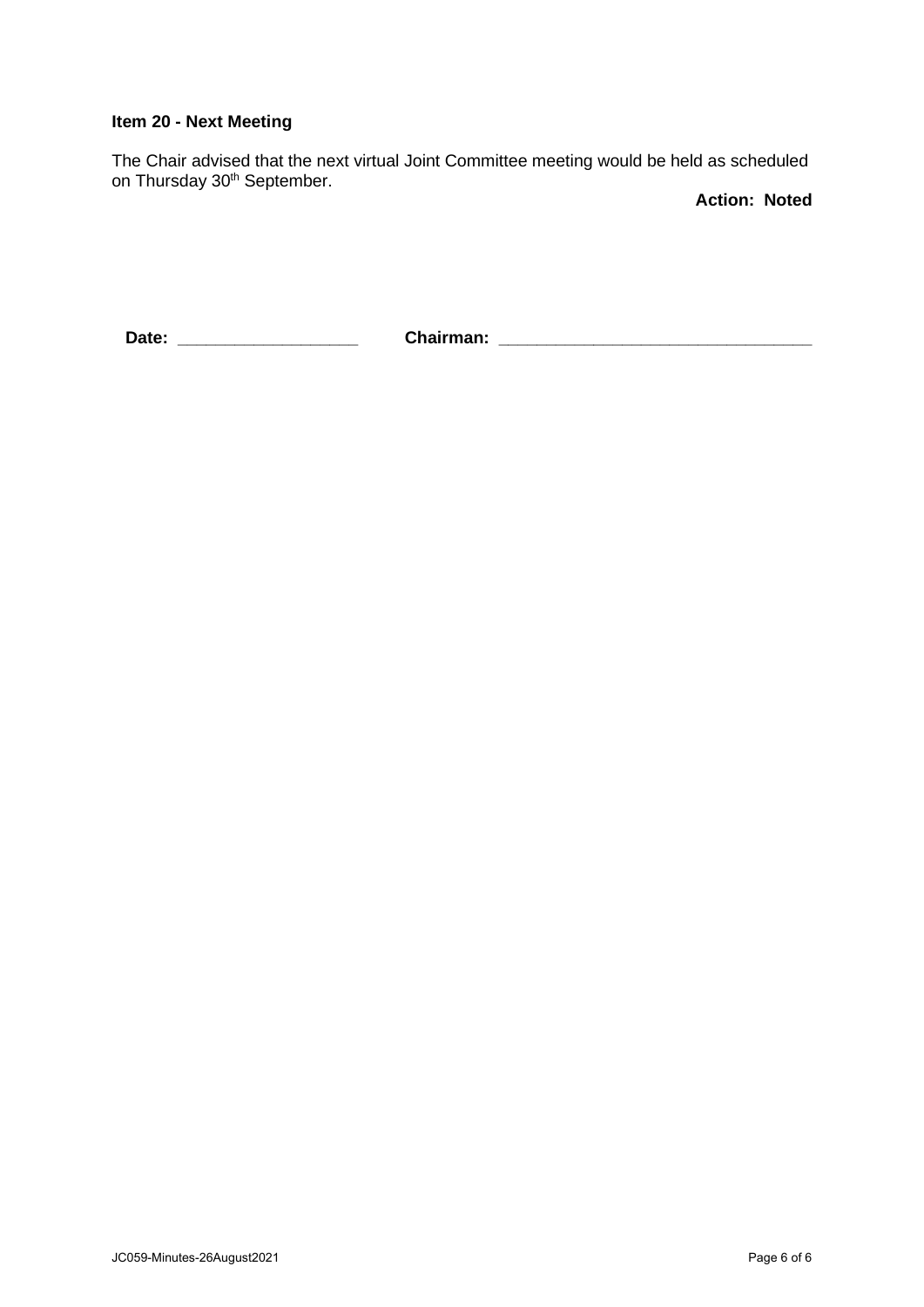**Item 20 - Next Meeting**

The Chair advised that the next virtual Joint Committee meeting would be held as scheduled on Thursday 30th September.

**Action: Noted**

**Date:** ___________________ **Chairman:** _________________________________